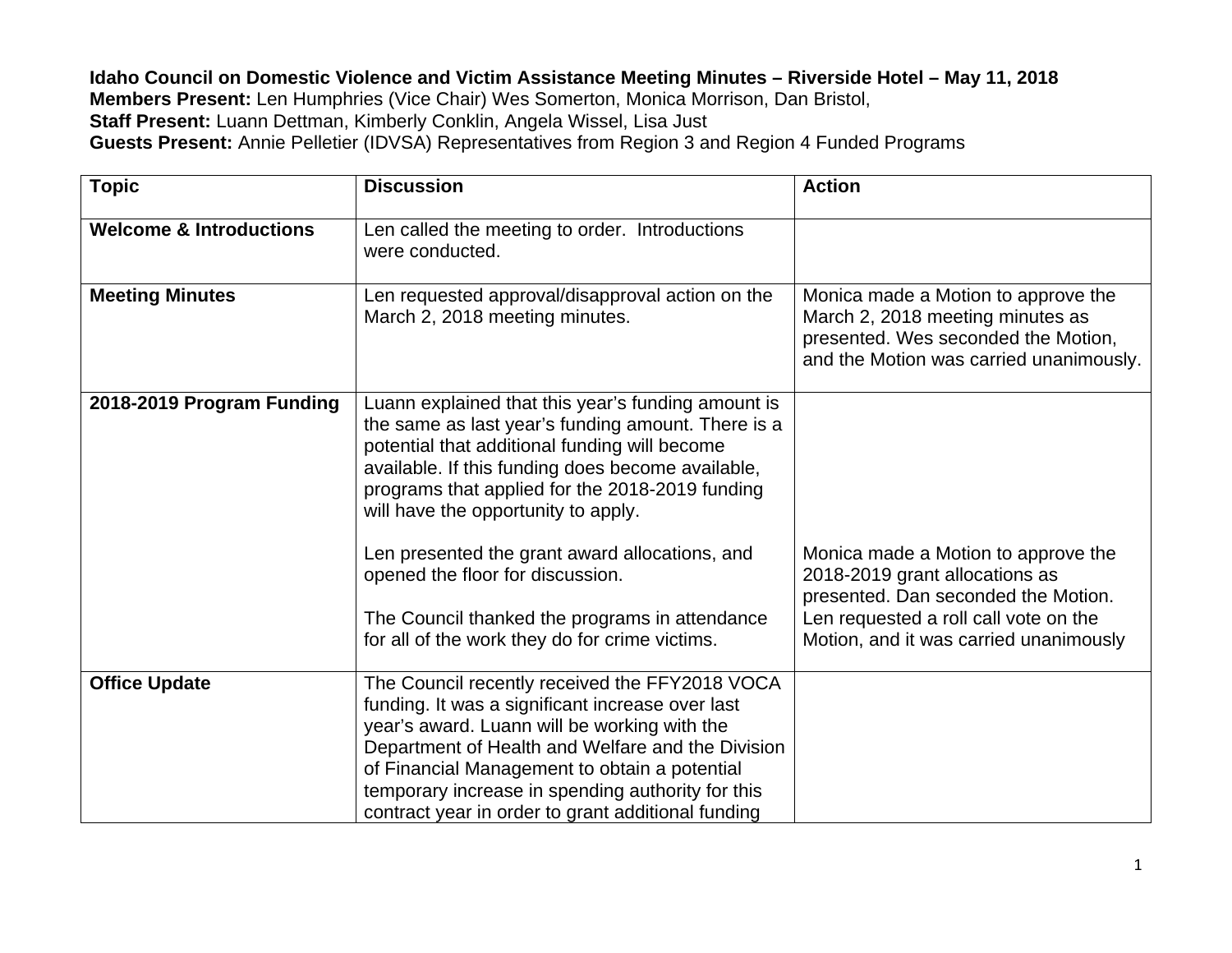**Idaho Council on Domestic Violence and Victim Assistance Meeting Minutes – Riverside Hotel – May 11, 2018**
**Members Present:** Len Humphries (Vice Chair) Wes Somerton, Monica Morrison, Dan Bristol,
**Staff Present:** Luann Dettman, Kimberly Conklin, Angela Wissel, Lisa Just
**Guests Present:** Annie Pelletier (IDVSA) Representatives from Region 3 and Region 4 Funded Programs

| Topic | Discussion | Action |
|---|---|---|
| **Welcome & Introductions** | Len called the meeting to order. Introductions were conducted. | |
| **Meeting Minutes** | Len requested approval/disapproval action on the March 2, 2018 meeting minutes. | Monica made a Motion to approve the March 2, 2018 meeting minutes as presented. Wes seconded the Motion, and the Motion was carried unanimously. |
| **2018-2019 Program Funding** | Luann explained that this year's funding amount is the same as last year's funding amount. There is a potential that additional funding will become available. If this funding does become available, programs that applied for the 2018-2019 funding will have the opportunity to apply.<br><br>Len presented the grant award allocations, and opened the floor for discussion.<br><br>The Council thanked the programs in attendance for all of the work they do for crime victims. | Monica made a Motion to approve the 2018-2019 grant allocations as presented. Dan seconded the Motion. Len requested a roll call vote on the Motion, and it was carried unanimously |
| **Office Update** | The Council recently received the FFY2018 VOCA funding. It was a significant increase over last year's award. Luann will be working with the Department of Health and Welfare and the Division of Financial Management to obtain a potential temporary increase in spending authority for this contract year in order to grant additional funding | |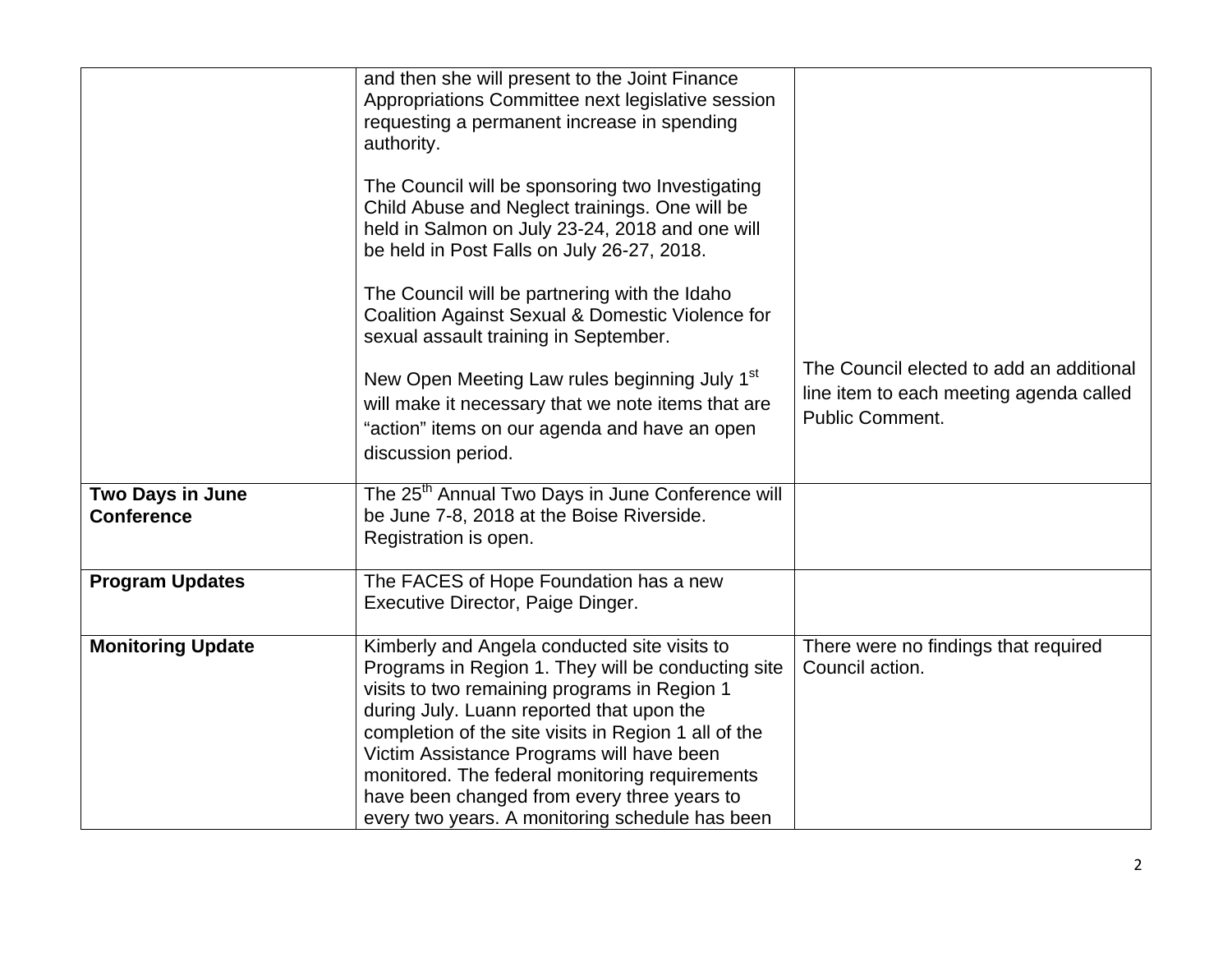| | | |
|---|---|---|
| | and then she will present to the Joint Finance Appropriations Committee next legislative session requesting a permanent increase in spending authority.<br><br>The Council will be sponsoring two Investigating Child Abuse and Neglect trainings. One will be held in Salmon on July 23-24, 2018 and one will be held in Post Falls on July 26-27, 2018.<br><br>The Council will be partnering with the Idaho Coalition Against Sexual & Domestic Violence for sexual assault training in September.<br><br>New Open Meeting Law rules beginning July 1st will make it necessary that we note items that are "action" items on our agenda and have an open discussion period. | The Council elected to add an additional line item to each meeting agenda called Public Comment. |
| **Two Days in June Conference** | The 25th Annual Two Days in June Conference will be June 7-8, 2018 at the Boise Riverside. Registration is open. | |
| **Program Updates** | The FACES of Hope Foundation has a new Executive Director, Paige Dinger. | |
| **Monitoring Update** | Kimberly and Angela conducted site visits to Programs in Region 1. They will be conducting site visits to two remaining programs in Region 1 during July. Luann reported that upon the completion of the site visits in Region 1 all of the Victim Assistance Programs will have been monitored. The federal monitoring requirements have been changed from every three years to every two years. A monitoring schedule has been | There were no findings that required Council action. |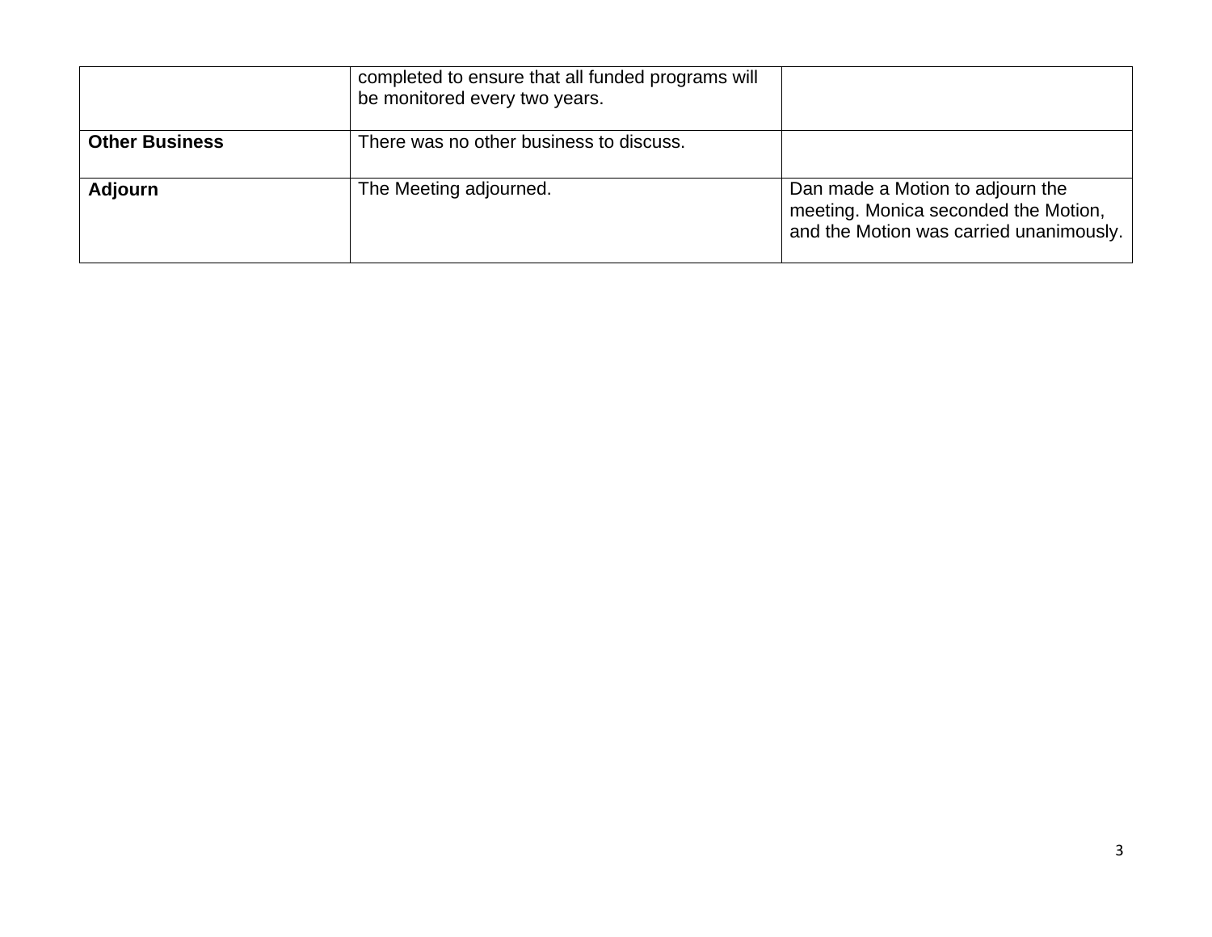| | | |
|---|---|---|
| | completed to ensure that all funded programs will be monitored every two years. | |
| **Other Business** | There was no other business to discuss. | |
| **Adjourn** | The Meeting adjourned. | Dan made a Motion to adjourn the meeting. Monica seconded the Motion, and the Motion was carried unanimously. |